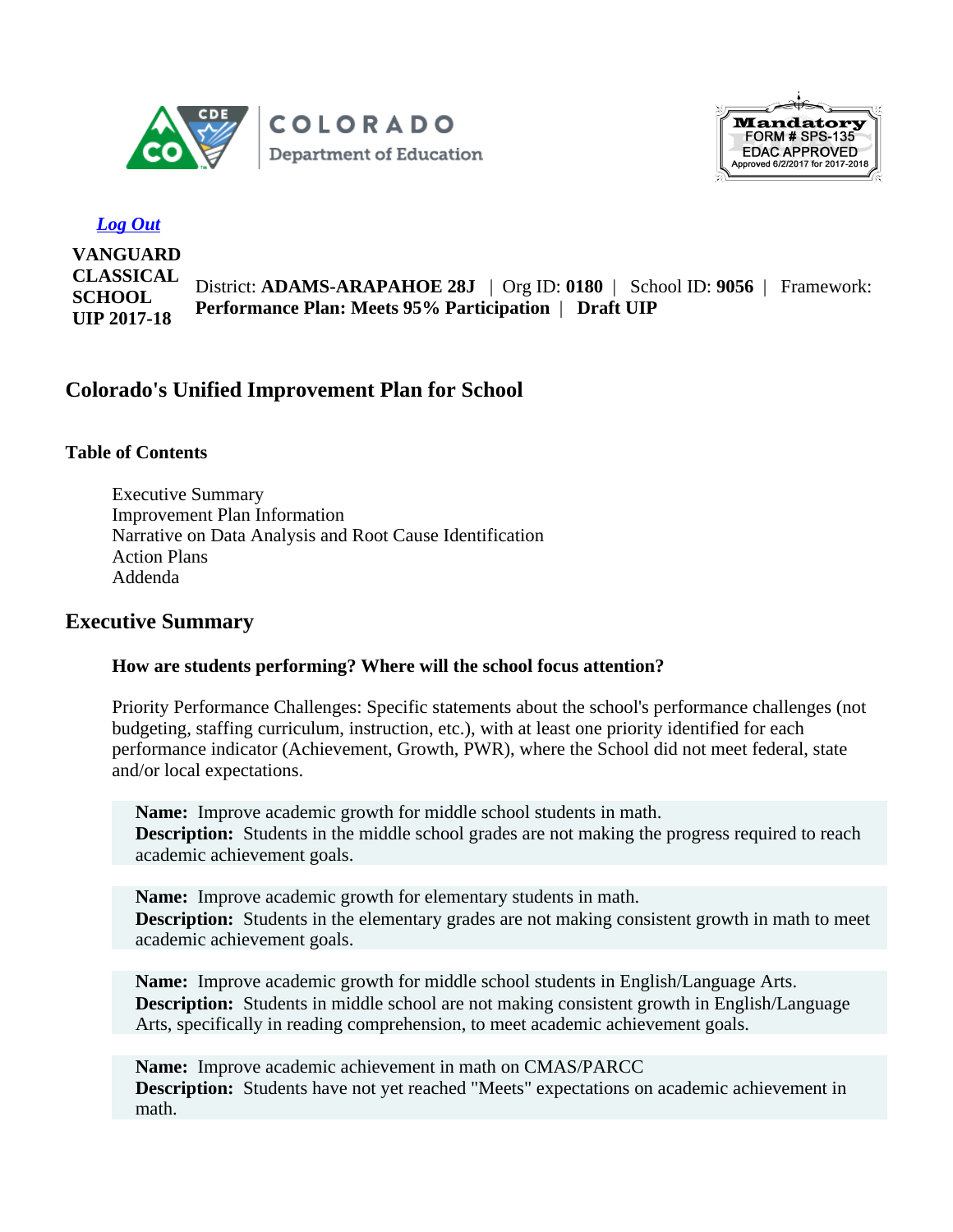COLORADO
Department of Education

Mandatory
FORM # SPS-135
EDAC APPROVED
Approved 6/2/2017 for 2017-2018

*Log Out*

**VANGUARD CLASSICAL SCHOOL UIP 2017-18**

District: **ADAMS-ARAPAHOE 28J** | Org ID: **0180** | School ID: **9056** | Framework: **Performance Plan: Meets 95% Participation** | **Draft UIP**

## Colorado's Unified Improvement Plan for School

### Table of Contents

- Executive Summary
- Improvement Plan Information
- Narrative on Data Analysis and Root Cause Identification
- Action Plans
- Addenda

## Executive Summary

#### How are students performing? Where will the school focus attention?

Priority Performance Challenges: Specific statements about the school's performance challenges (not budgeting, staffing curriculum, instruction, etc.), with at least one priority identified for each performance indicator (Achievement, Growth, PWR), where the School did not meet federal, state and/or local expectations.

**Name:** Improve academic growth for middle school students in math.
**Description:** Students in the middle school grades are not making the progress required to reach academic achievement goals.

**Name:** Improve academic growth for elementary students in math.
**Description:** Students in the elementary grades are not making consistent growth in math to meet academic achievement goals.

**Name:** Improve academic growth for middle school students in English/Language Arts.
**Description:** Students in middle school are not making consistent growth in English/Language Arts, specifically in reading comprehension, to meet academic achievement goals.

**Name:** Improve academic achievement in math on CMAS/PARCC
**Description:** Students have not yet reached "Meets" expectations on academic achievement in math.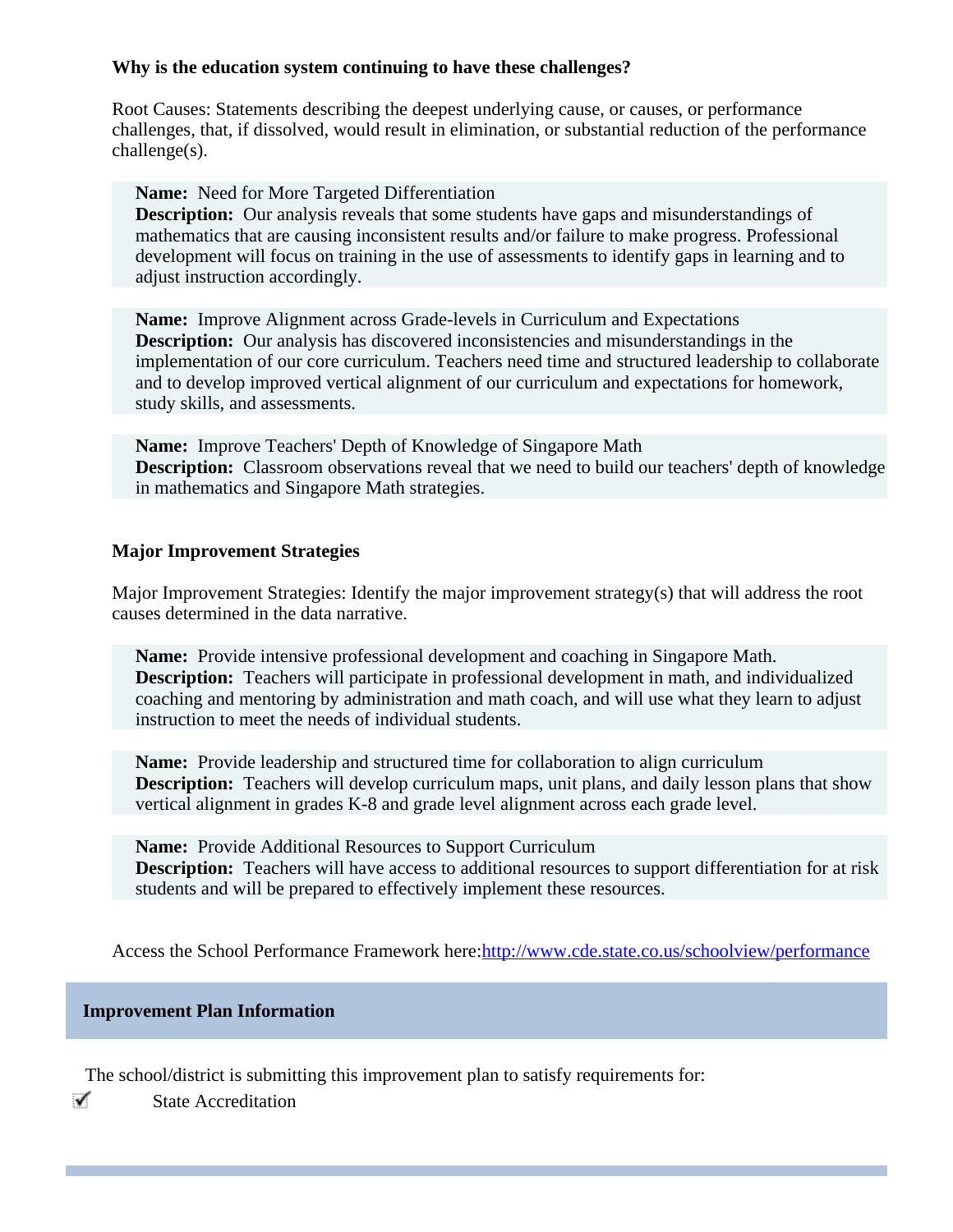**Why is the education system continuing to have these challenges?**

Root Causes: Statements describing the deepest underlying cause, or causes, or performance challenges, that, if dissolved, would result in elimination, or substantial reduction of the performance challenge(s).

**Name:** Need for More Targeted Differentiation
**Description:** Our analysis reveals that some students have gaps and misunderstandings of mathematics that are causing inconsistent results and/or failure to make progress. Professional development will focus on training in the use of assessments to identify gaps in learning and to adjust instruction accordingly.

**Name:** Improve Alignment across Grade-levels in Curriculum and Expectations
**Description:** Our analysis has discovered inconsistencies and misunderstandings in the implementation of our core curriculum. Teachers need time and structured leadership to collaborate and to develop improved vertical alignment of our curriculum and expectations for homework, study skills, and assessments.

**Name:** Improve Teachers' Depth of Knowledge of Singapore Math
**Description:** Classroom observations reveal that we need to build our teachers' depth of knowledge in mathematics and Singapore Math strategies.

**Major Improvement Strategies**

Major Improvement Strategies: Identify the major improvement strategy(s) that will address the root causes determined in the data narrative.

**Name:** Provide intensive professional development and coaching in Singapore Math.
**Description:** Teachers will participate in professional development in math, and individualized coaching and mentoring by administration and math coach, and will use what they learn to adjust instruction to meet the needs of individual students.

**Name:** Provide leadership and structured time for collaboration to align curriculum
**Description:** Teachers will develop curriculum maps, unit plans, and daily lesson plans that show vertical alignment in grades K-8 and grade level alignment across each grade level.

**Name:** Provide Additional Resources to Support Curriculum
**Description:** Teachers will have access to additional resources to support differentiation for at risk students and will be prepared to effectively implement these resources.

Access the School Performance Framework here:[http://www.cde.state.co.us/schoolview/performance](http://www.cde.state.co.us/schoolview/performance)

## Improvement Plan Information

The school/district is submitting this improvement plan to satisfy requirements for:

☑ State Accreditation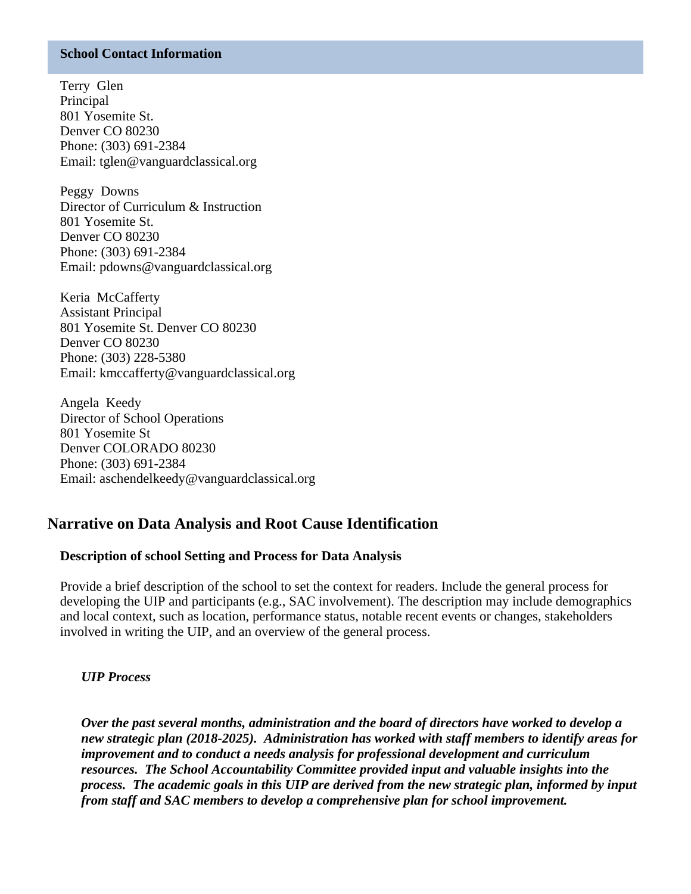### School Contact Information

Terry Glen
Principal
801 Yosemite St.
Denver CO 80230
Phone: (303) 691-2384
Email: tglen@vanguardclassical.org

Peggy Downs
Director of Curriculum & Instruction
801 Yosemite St.
Denver CO 80230
Phone: (303) 691-2384
Email: pdowns@vanguardclassical.org

Keria McCafferty
Assistant Principal
801 Yosemite St. Denver CO 80230
Denver CO 80230
Phone: (303) 228-5380
Email: kmccafferty@vanguardclassical.org

Angela Keedy
Director of School Operations
801 Yosemite St
Denver COLORADO 80230
Phone: (303) 691-2384
Email: aschendelkeedy@vanguardclassical.org

## Narrative on Data Analysis and Root Cause Identification

### Description of school Setting and Process for Data Analysis

Provide a brief description of the school to set the context for readers. Include the general process for developing the UIP and participants (e.g., SAC involvement). The description may include demographics and local context, such as location, performance status, notable recent events or changes, stakeholders involved in writing the UIP, and an overview of the general process.

***UIP Process***

***Over the past several months, administration and the board of directors have worked to develop a new strategic plan (2018-2025). Administration has worked with staff members to identify areas for improvement and to conduct a needs analysis for professional development and curriculum resources. The School Accountability Committee provided input and valuable insights into the process. The academic goals in this UIP are derived from the new strategic plan, informed by input from staff and SAC members to develop a comprehensive plan for school improvement.***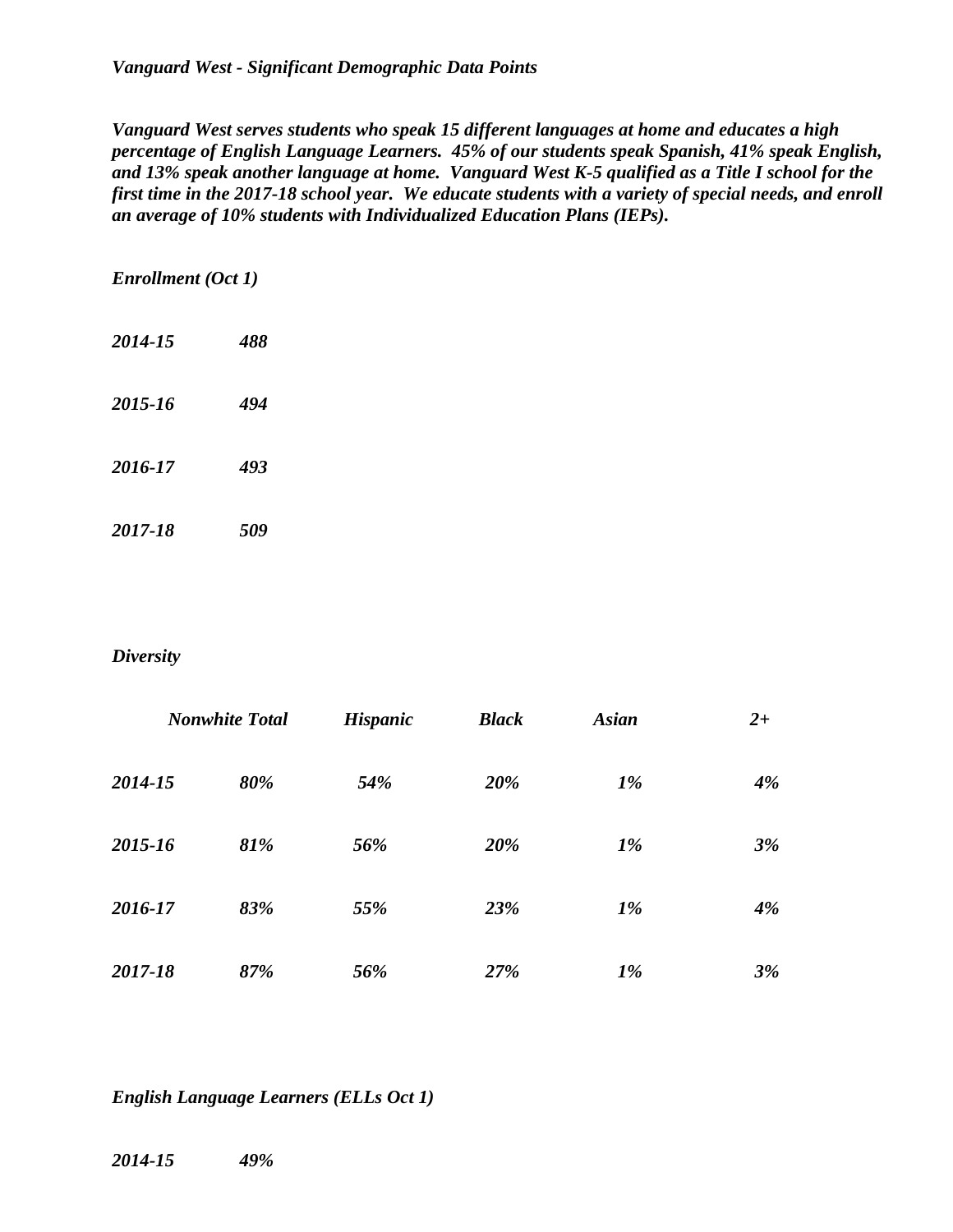***Vanguard West - Significant Demographic Data Points***

***Vanguard West serves students who speak 15 different languages at home and educates a high percentage of English Language Learners. 45% of our students speak Spanish, 41% speak English, and 13% speak another language at home. Vanguard West K-5 qualified as a Title I school for the first time in the 2017-18 school year. We educate students with a variety of special needs, and enroll an average of 10% students with Individualized Education Plans (IEPs).***

***Enrollment (Oct 1)***

| | |
|---|---|
| ***2014-15*** | ***488*** |
| ***2015-16*** | ***494*** |
| ***2016-17*** | ***493*** |
| ***2017-18*** | ***509*** |

***Diversity***

| | ***Nonwhite Total*** | ***Hispanic*** | ***Black*** | ***Asian*** | ***2+*** |
|---|---|---|---|---|---|
| ***2014-15*** | ***80%*** | ***54%*** | ***20%*** | ***1%*** | ***4%*** |
| ***2015-16*** | ***81%*** | ***56%*** | ***20%*** | ***1%*** | ***3%*** |
| ***2016-17*** | ***83%*** | ***55%*** | ***23%*** | ***1%*** | ***4%*** |
| ***2017-18*** | ***87%*** | ***56%*** | ***27%*** | ***1%*** | ***3%*** |

***English Language Learners (ELLs Oct 1)***

| | |
|---|---|
| ***2014-15*** | ***49%*** |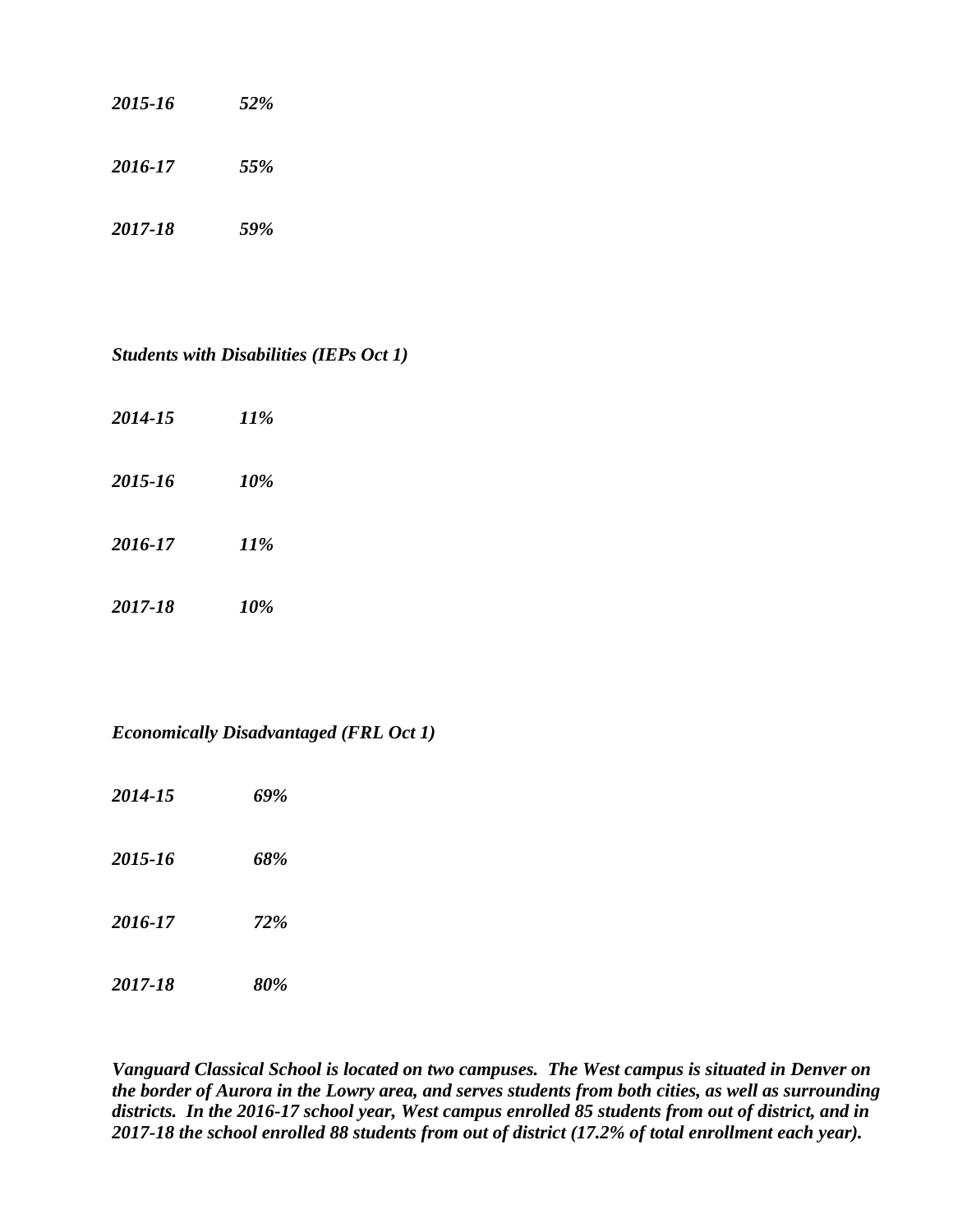*2015-16 52%*

*2016-17 55%*

*2017-18 59%*

***Students with Disabilities (IEPs Oct 1)***

*2014-15 11%*

*2015-16 10%*

*2016-17 11%*

*2017-18 10%*

***Economically Disadvantaged (FRL Oct 1)***

*2014-15 69%*

*2015-16 68%*

*2016-17 72%*

*2017-18 80%*

***Vanguard Classical School is located on two campuses. The West campus is situated in Denver on the border of Aurora in the Lowry area, and serves students from both cities, as well as surrounding districts. In the 2016-17 school year, West campus enrolled 85 students from out of district, and in 2017-18 the school enrolled 88 students from out of district (17.2% of total enrollment each year).***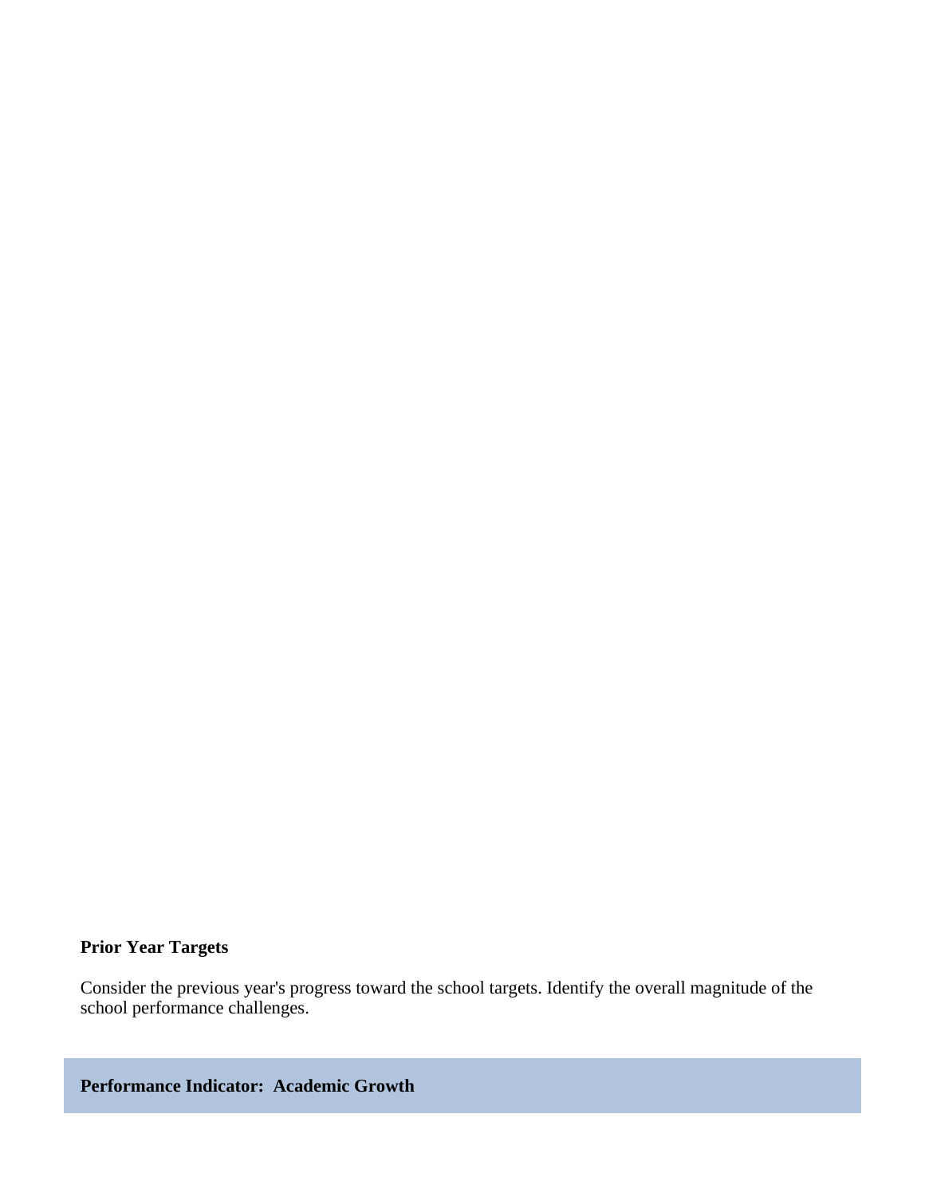**Prior Year Targets**

Consider the previous year's progress toward the school targets. Identify the overall magnitude of the school performance challenges.

**Performance Indicator: Academic Growth**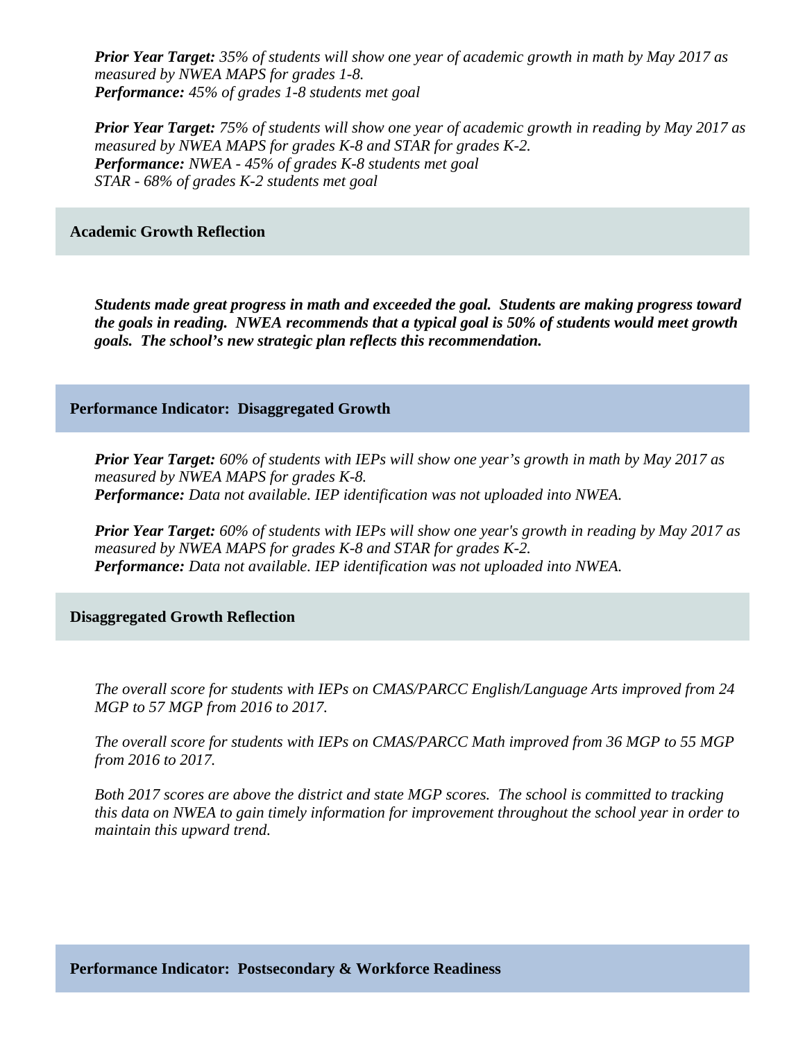***Prior Year Target:** 35% of students will show one year of academic growth in math by May 2017 as measured by NWEA MAPS for grades 1-8.*
***Performance:** 45% of grades 1-8 students met goal*

***Prior Year Target:** 75% of students will show one year of academic growth in reading by May 2017 as measured by NWEA MAPS for grades K-8 and STAR for grades K-2.*
***Performance:** NWEA - 45% of grades K-8 students met goal*
*STAR - 68% of grades K-2 students met goal*

## Academic Growth Reflection

***Students made great progress in math and exceeded the goal. Students are making progress toward the goals in reading. NWEA recommends that a typical goal is 50% of students would meet growth goals. The school's new strategic plan reflects this recommendation.***

## Performance Indicator: Disaggregated Growth

***Prior Year Target:** 60% of students with IEPs will show one year's growth in math by May 2017 as measured by NWEA MAPS for grades K-8.*
***Performance:** Data not available. IEP identification was not uploaded into NWEA.*

***Prior Year Target:** 60% of students with IEPs will show one year's growth in reading by May 2017 as measured by NWEA MAPS for grades K-8 and STAR for grades K-2.*
***Performance:** Data not available. IEP identification was not uploaded into NWEA.*

## Disaggregated Growth Reflection

*The overall score for students with IEPs on CMAS/PARCC English/Language Arts improved from 24 MGP to 57 MGP from 2016 to 2017.*

*The overall score for students with IEPs on CMAS/PARCC Math improved from 36 MGP to 55 MGP from 2016 to 2017.*

*Both 2017 scores are above the district and state MGP scores. The school is committed to tracking this data on NWEA to gain timely information for improvement throughout the school year in order to maintain this upward trend.*

## Performance Indicator: Postsecondary & Workforce Readiness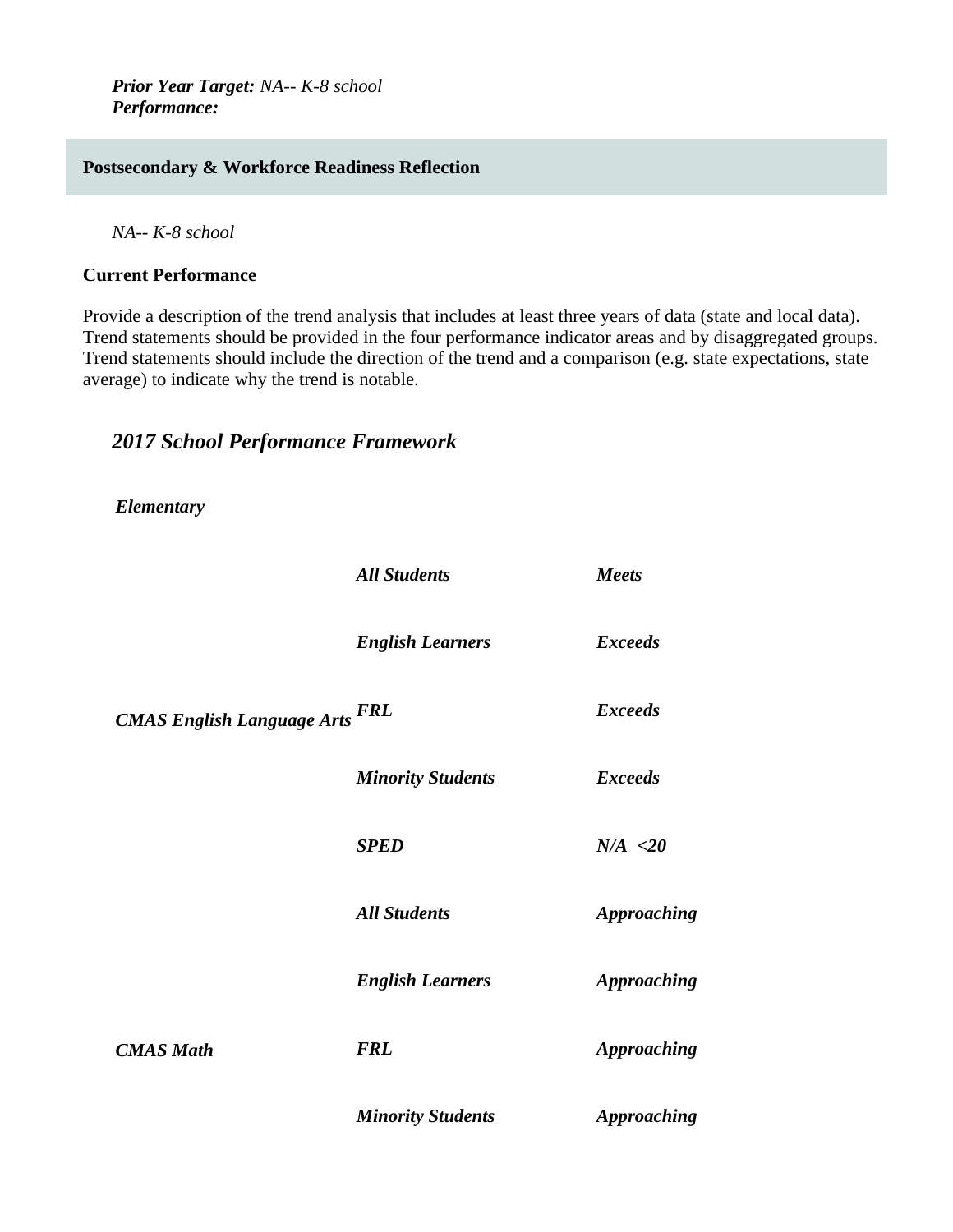***Prior Year Target:*** *NA-- K-8 school*
***Performance:***

**Postsecondary & Workforce Readiness Reflection**

*NA-- K-8 school*

**Current Performance**

Provide a description of the trend analysis that includes at least three years of data (state and local data). Trend statements should be provided in the four performance indicator areas and by disaggregated groups. Trend statements should include the direction of the trend and a comparison (e.g. state expectations, state average) to indicate why the trend is notable.

## *2017 School Performance Framework*

***Elementary***

| | | |
|---|---|---|
| ***CMAS English Language Arts*** | ***All Students*** | ***Meets*** |
| | ***English Learners*** | ***Exceeds*** |
| | ***FRL*** | ***Exceeds*** |
| | ***Minority Students*** | ***Exceeds*** |
| | ***SPED*** | ***N/A <20*** |
| ***CMAS Math*** | ***All Students*** | ***Approaching*** |
| | ***English Learners*** | ***Approaching*** |
| | ***FRL*** | ***Approaching*** |
| | ***Minority Students*** | ***Approaching*** |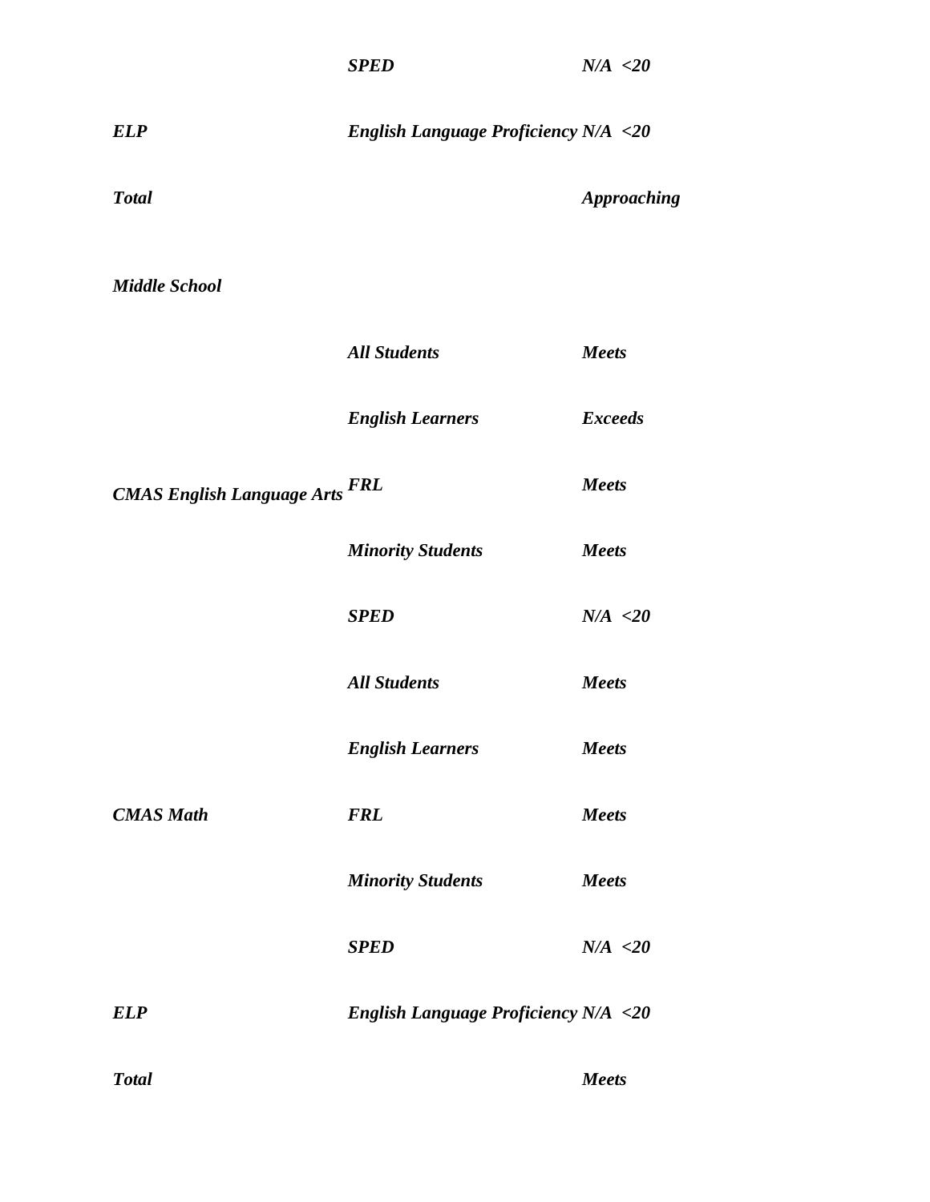| | | |
|---|---|---|
| | ***SPED*** | ***N/A <20*** |
| ***ELP*** | ***English Language Proficiency*** | ***N/A <20*** |
| ***Total*** | | ***Approaching*** |
| ***Middle School*** | | |
| | ***All Students*** | ***Meets*** |
| | ***English Learners*** | ***Exceeds*** |
| ***CMAS English Language Arts*** | ***FRL*** | ***Meets*** |
| | ***Minority Students*** | ***Meets*** |
| | ***SPED*** | ***N/A <20*** |
| | ***All Students*** | ***Meets*** |
| | ***English Learners*** | ***Meets*** |
| ***CMAS Math*** | ***FRL*** | ***Meets*** |
| | ***Minority Students*** | ***Meets*** |
| | ***SPED*** | ***N/A <20*** |
| ***ELP*** | ***English Language Proficiency*** | ***N/A <20*** |
| ***Total*** | | ***Meets*** |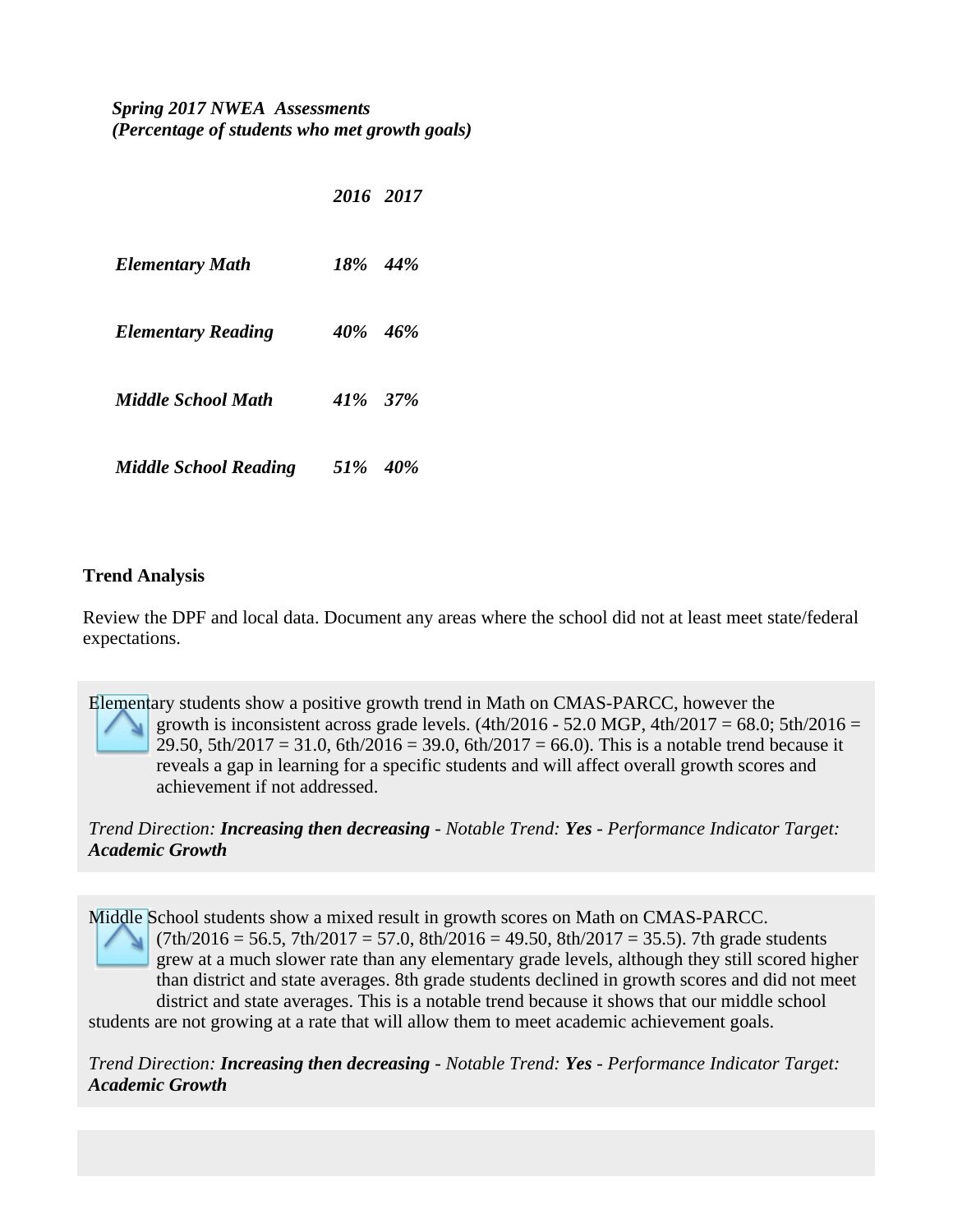***Spring 2017 NWEA Assessments***
***(Percentage of students who met growth goals)***

| | ***2016*** | ***2017*** |
|---|---|---|
| ***Elementary Math*** | ***18%*** | ***44%*** |
| ***Elementary Reading*** | ***40%*** | ***46%*** |
| ***Middle School Math*** | ***41%*** | ***37%*** |
| ***Middle School Reading*** | ***51%*** | ***40%*** |

**Trend Analysis**

Review the DPF and local data. Document any areas where the school did not at least meet state/federal expectations.

Elementary students show a positive growth trend in Math on CMAS-PARCC, however the growth is inconsistent across grade levels. (4th/2016 - 52.0 MGP, 4th/2017 = 68.0; 5th/2016 = 29.50, 5th/2017 = 31.0, 6th/2016 = 39.0, 6th/2017 = 66.0). This is a notable trend because it reveals a gap in learning for a specific students and will affect overall growth scores and achievement if not addressed.

*Trend Direction:* ***Increasing then decreasing*** *- Notable Trend:* ***Yes*** *- Performance Indicator Target:* ***Academic Growth***

Middle School students show a mixed result in growth scores on Math on CMAS-PARCC. (7th/2016 = 56.5, 7th/2017 = 57.0, 8th/2016 = 49.50, 8th/2017 = 35.5). 7th grade students grew at a much slower rate than any elementary grade levels, although they still scored higher than district and state averages. 8th grade students declined in growth scores and did not meet district and state averages. This is a notable trend because it shows that our middle school students are not growing at a rate that will allow them to meet academic achievement goals.

*Trend Direction:* ***Increasing then decreasing*** *- Notable Trend:* ***Yes*** *- Performance Indicator Target:* ***Academic Growth***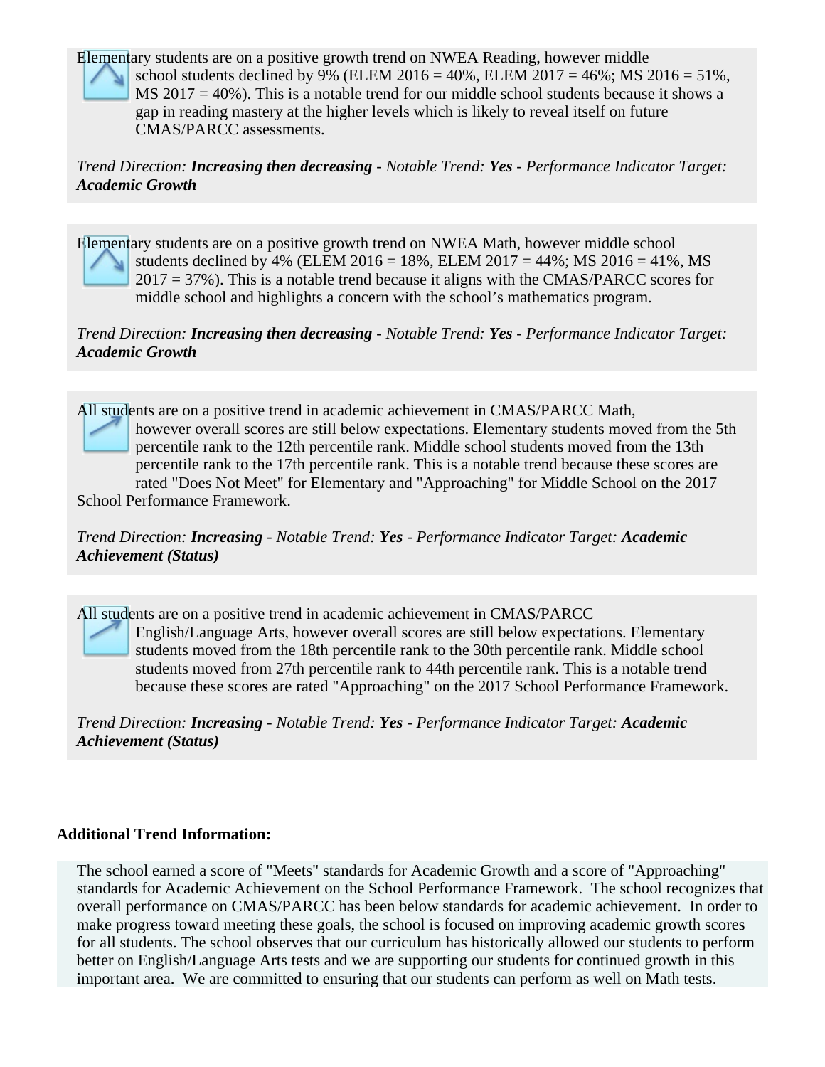Elementary students are on a positive growth trend on NWEA Reading, however middle school students declined by 9% (ELEM 2016 = 40%, ELEM 2017 = 46%; MS 2016 = 51%, MS 2017 = 40%). This is a notable trend for our middle school students because it shows a gap in reading mastery at the higher levels which is likely to reveal itself on future CMAS/PARCC assessments.

*Trend Direction:* ***Increasing then decreasing*** *- Notable Trend:* ***Yes*** *- Performance Indicator Target:* ***Academic Growth***

Elementary students are on a positive growth trend on NWEA Math, however middle school students declined by 4% (ELEM 2016 = 18%, ELEM 2017 = 44%; MS 2016 = 41%, MS 2017 = 37%). This is a notable trend because it aligns with the CMAS/PARCC scores for middle school and highlights a concern with the school's mathematics program.

*Trend Direction:* ***Increasing then decreasing*** *- Notable Trend:* ***Yes*** *- Performance Indicator Target:* ***Academic Growth***

All students are on a positive trend in academic achievement in CMAS/PARCC Math, however overall scores are still below expectations. Elementary students moved from the 5th percentile rank to the 12th percentile rank. Middle school students moved from the 13th percentile rank to the 17th percentile rank. This is a notable trend because these scores are rated "Does Not Meet" for Elementary and "Approaching" for Middle School on the 2017 School Performance Framework.

*Trend Direction:* ***Increasing*** *- Notable Trend:* ***Yes*** *- Performance Indicator Target:* ***Academic Achievement (Status)***

All students are on a positive trend in academic achievement in CMAS/PARCC English/Language Arts, however overall scores are still below expectations. Elementary students moved from the 18th percentile rank to the 30th percentile rank. Middle school students moved from 27th percentile rank to 44th percentile rank. This is a notable trend because these scores are rated "Approaching" on the 2017 School Performance Framework.

*Trend Direction:* ***Increasing*** *- Notable Trend:* ***Yes*** *- Performance Indicator Target:* ***Academic Achievement (Status)***

**Additional Trend Information:**

The school earned a score of "Meets" standards for Academic Growth and a score of "Approaching" standards for Academic Achievement on the School Performance Framework. The school recognizes that overall performance on CMAS/PARCC has been below standards for academic achievement. In order to make progress toward meeting these goals, the school is focused on improving academic growth scores for all students. The school observes that our curriculum has historically allowed our students to perform better on English/Language Arts tests and we are supporting our students for continued growth in this important area. We are committed to ensuring that our students can perform as well on Math tests.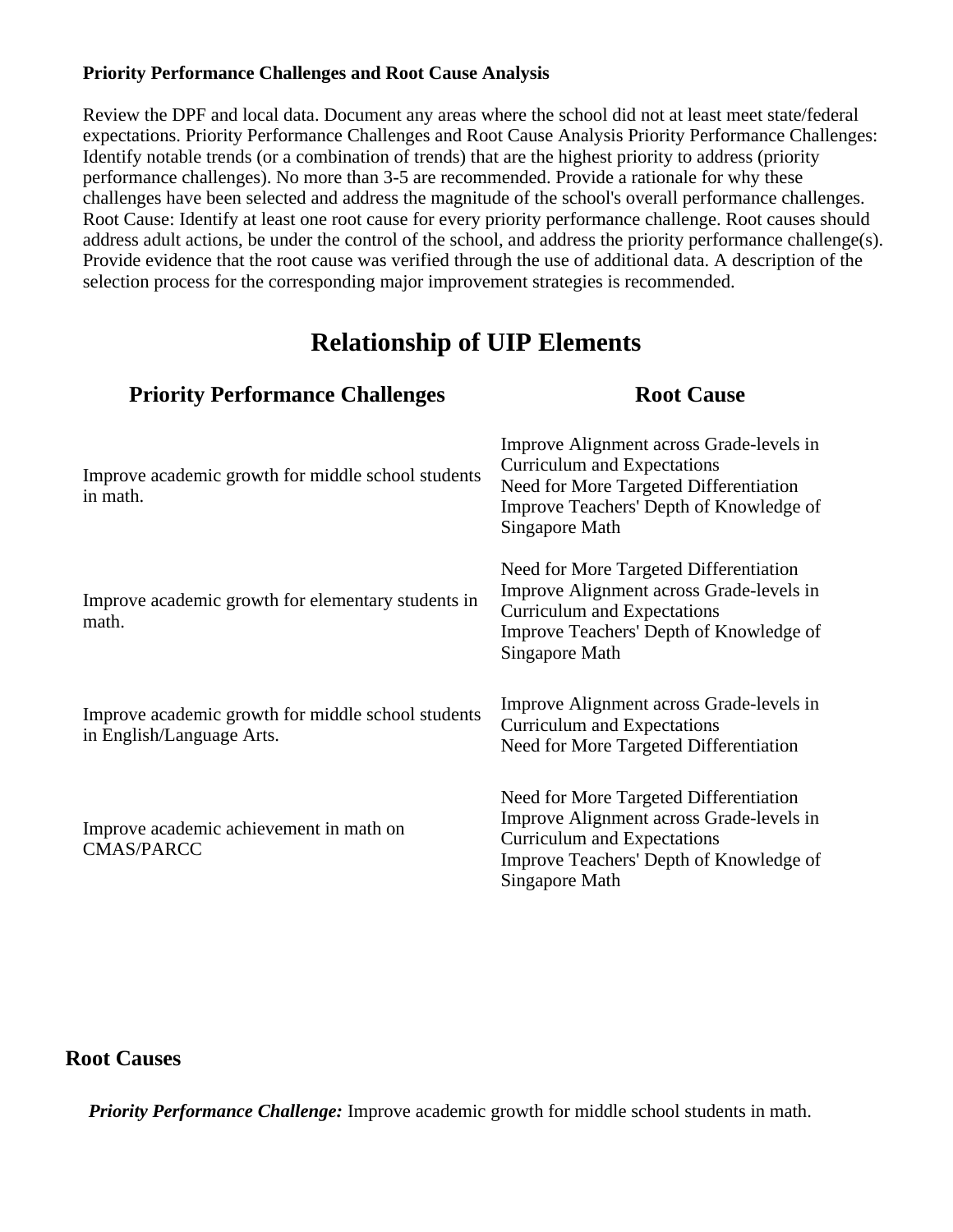**Priority Performance Challenges and Root Cause Analysis**

Review the DPF and local data. Document any areas where the school did not at least meet state/federal expectations. Priority Performance Challenges and Root Cause Analysis Priority Performance Challenges: Identify notable trends (or a combination of trends) that are the highest priority to address (priority performance challenges). No more than 3-5 are recommended. Provide a rationale for why these challenges have been selected and address the magnitude of the school's overall performance challenges. Root Cause: Identify at least one root cause for every priority performance challenge. Root causes should address adult actions, be under the control of the school, and address the priority performance challenge(s). Provide evidence that the root cause was verified through the use of additional data. A description of the selection process for the corresponding major improvement strategies is recommended.

# Relationship of UIP Elements

| Priority Performance Challenges | Root Cause |
|---|---|
| Improve academic growth for middle school students in math. | Improve Alignment across Grade-levels in Curriculum and Expectations<br>Need for More Targeted Differentiation<br>Improve Teachers' Depth of Knowledge of Singapore Math |
| Improve academic growth for elementary students in math. | Need for More Targeted Differentiation<br>Improve Alignment across Grade-levels in Curriculum and Expectations<br>Improve Teachers' Depth of Knowledge of Singapore Math |
| Improve academic growth for middle school students in English/Language Arts. | Improve Alignment across Grade-levels in Curriculum and Expectations<br>Need for More Targeted Differentiation |
| Improve academic achievement in math on CMAS/PARCC | Need for More Targeted Differentiation<br>Improve Alignment across Grade-levels in Curriculum and Expectations<br>Improve Teachers' Depth of Knowledge of Singapore Math |

## Root Causes

***Priority Performance Challenge:*** Improve academic growth for middle school students in math.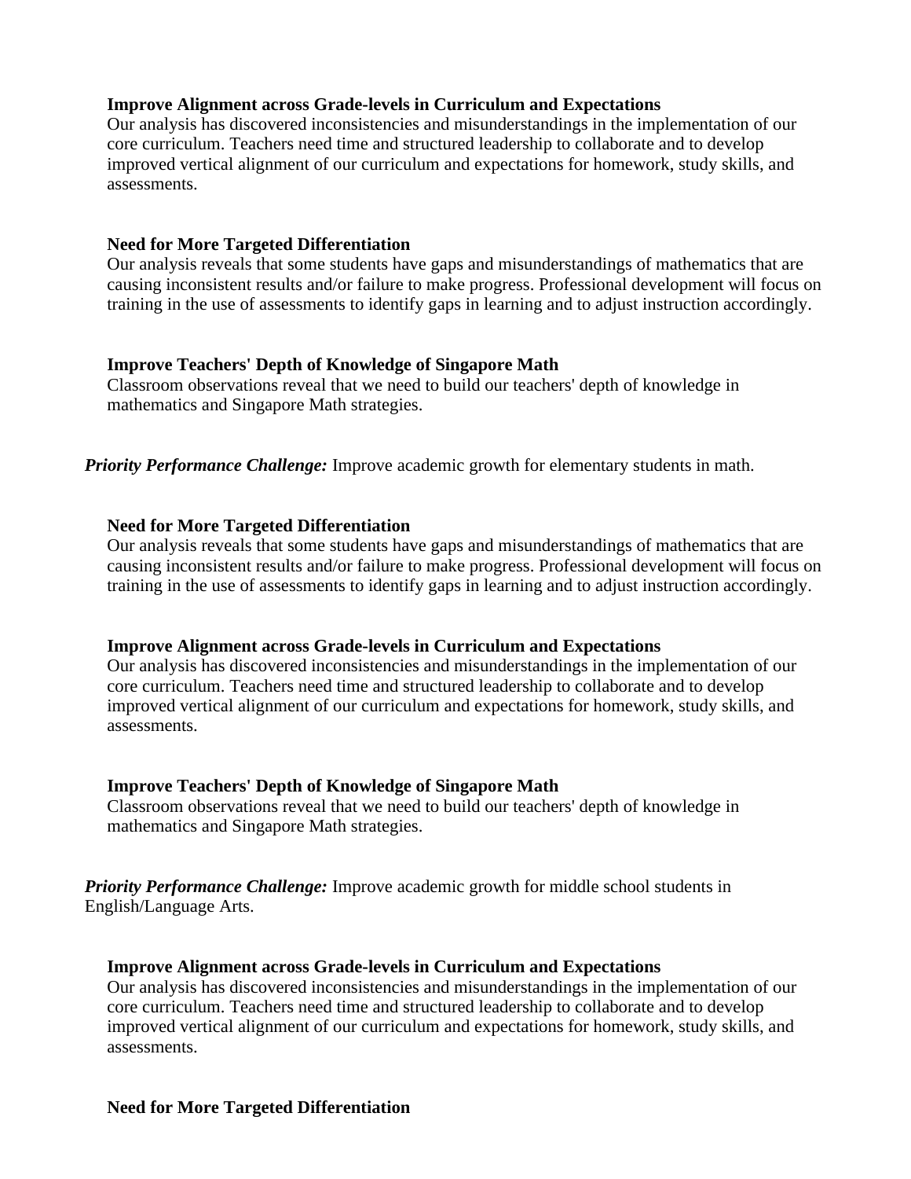**Improve Alignment across Grade-levels in Curriculum and Expectations**
Our analysis has discovered inconsistencies and misunderstandings in the implementation of our core curriculum. Teachers need time and structured leadership to collaborate and to develop improved vertical alignment of our curriculum and expectations for homework, study skills, and assessments.

**Need for More Targeted Differentiation**
Our analysis reveals that some students have gaps and misunderstandings of mathematics that are causing inconsistent results and/or failure to make progress. Professional development will focus on training in the use of assessments to identify gaps in learning and to adjust instruction accordingly.

**Improve Teachers' Depth of Knowledge of Singapore Math**
Classroom observations reveal that we need to build our teachers' depth of knowledge in mathematics and Singapore Math strategies.

***Priority Performance Challenge:*** Improve academic growth for elementary students in math.

**Need for More Targeted Differentiation**
Our analysis reveals that some students have gaps and misunderstandings of mathematics that are causing inconsistent results and/or failure to make progress. Professional development will focus on training in the use of assessments to identify gaps in learning and to adjust instruction accordingly.

**Improve Alignment across Grade-levels in Curriculum and Expectations**
Our analysis has discovered inconsistencies and misunderstandings in the implementation of our core curriculum. Teachers need time and structured leadership to collaborate and to develop improved vertical alignment of our curriculum and expectations for homework, study skills, and assessments.

**Improve Teachers' Depth of Knowledge of Singapore Math**
Classroom observations reveal that we need to build our teachers' depth of knowledge in mathematics and Singapore Math strategies.

***Priority Performance Challenge:*** Improve academic growth for middle school students in English/Language Arts.

**Improve Alignment across Grade-levels in Curriculum and Expectations**
Our analysis has discovered inconsistencies and misunderstandings in the implementation of our core curriculum. Teachers need time and structured leadership to collaborate and to develop improved vertical alignment of our curriculum and expectations for homework, study skills, and assessments.

**Need for More Targeted Differentiation**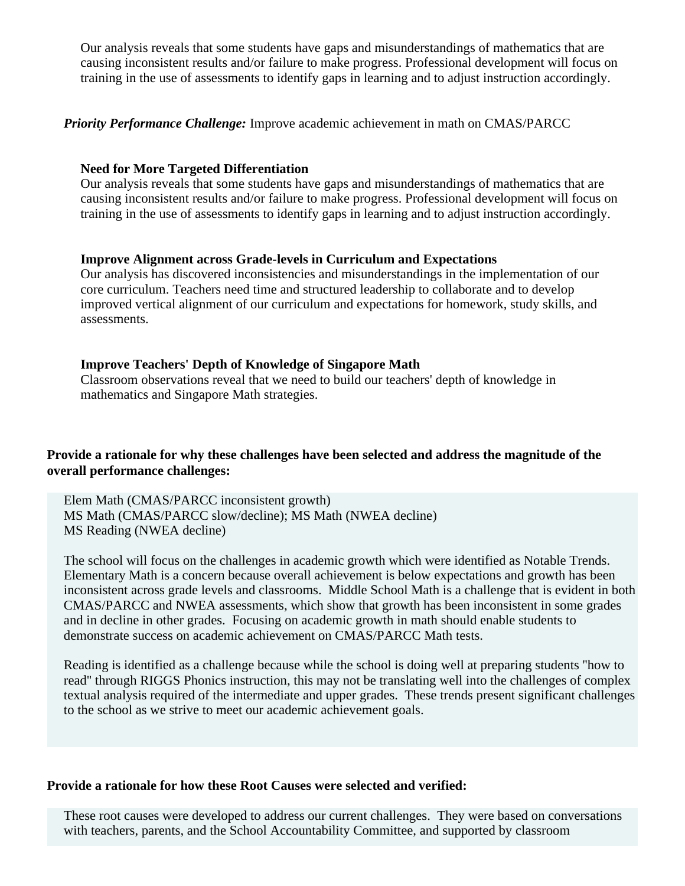Our analysis reveals that some students have gaps and misunderstandings of mathematics that are causing inconsistent results and/or failure to make progress. Professional development will focus on training in the use of assessments to identify gaps in learning and to adjust instruction accordingly.

***Priority Performance Challenge:*** Improve academic achievement in math on CMAS/PARCC

**Need for More Targeted Differentiation**
Our analysis reveals that some students have gaps and misunderstandings of mathematics that are causing inconsistent results and/or failure to make progress. Professional development will focus on training in the use of assessments to identify gaps in learning and to adjust instruction accordingly.

**Improve Alignment across Grade-levels in Curriculum and Expectations**
Our analysis has discovered inconsistencies and misunderstandings in the implementation of our core curriculum. Teachers need time and structured leadership to collaborate and to develop improved vertical alignment of our curriculum and expectations for homework, study skills, and assessments.

**Improve Teachers' Depth of Knowledge of Singapore Math**
Classroom observations reveal that we need to build our teachers' depth of knowledge in mathematics and Singapore Math strategies.

**Provide a rationale for why these challenges have been selected and address the magnitude of the overall performance challenges:**

Elem Math (CMAS/PARCC inconsistent growth)
MS Math (CMAS/PARCC slow/decline); MS Math (NWEA decline)
MS Reading (NWEA decline)

The school will focus on the challenges in academic growth which were identified as Notable Trends. Elementary Math is a concern because overall achievement is below expectations and growth has been inconsistent across grade levels and classrooms. Middle School Math is a challenge that is evident in both CMAS/PARCC and NWEA assessments, which show that growth has been inconsistent in some grades and in decline in other grades. Focusing on academic growth in math should enable students to demonstrate success on academic achievement on CMAS/PARCC Math tests.

Reading is identified as a challenge because while the school is doing well at preparing students "how to read" through RIGGS Phonics instruction, this may not be translating well into the challenges of complex textual analysis required of the intermediate and upper grades. These trends present significant challenges to the school as we strive to meet our academic achievement goals.

**Provide a rationale for how these Root Causes were selected and verified:**

These root causes were developed to address our current challenges. They were based on conversations with teachers, parents, and the School Accountability Committee, and supported by classroom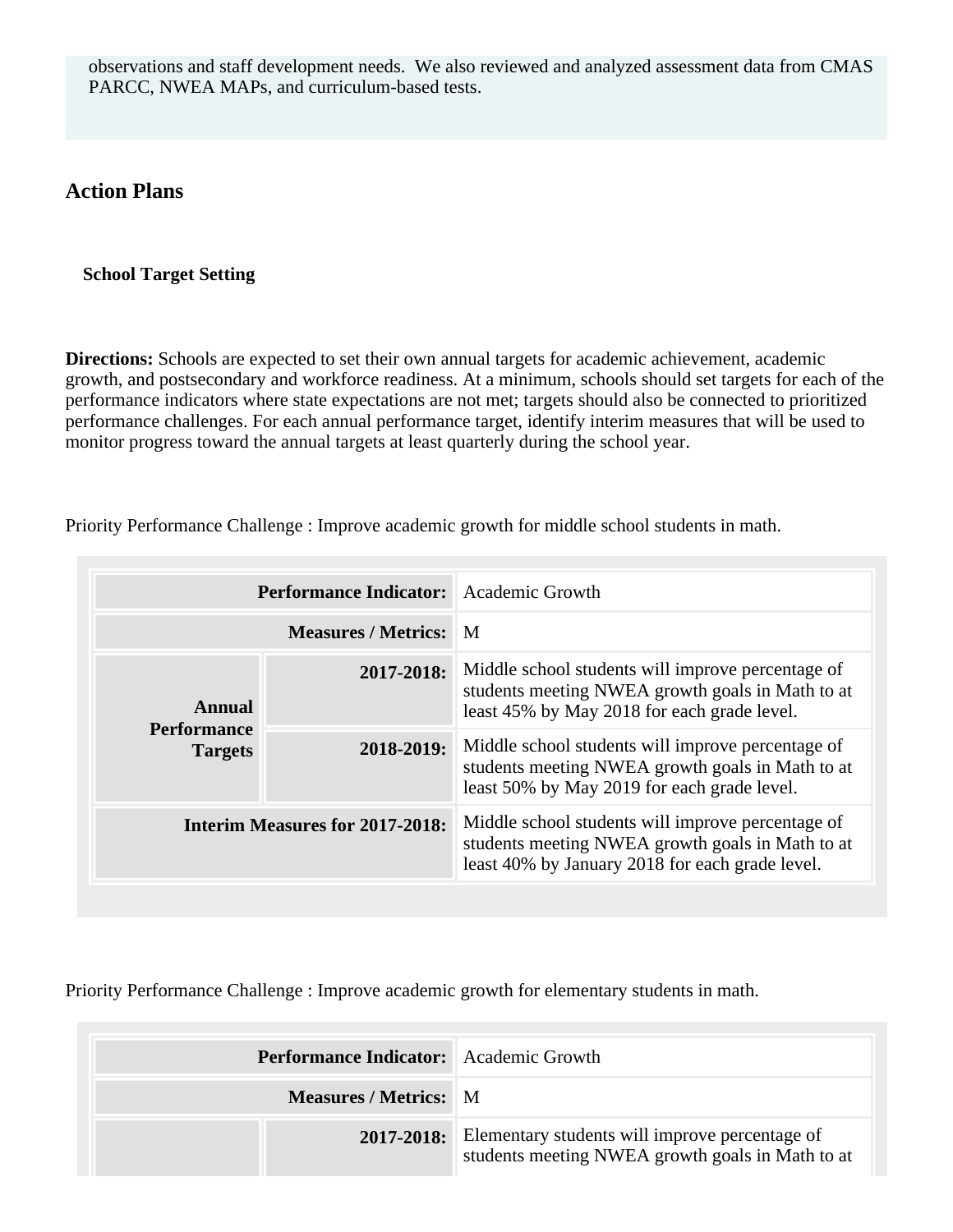observations and staff development needs. We also reviewed and analyzed assessment data from CMAS PARCC, NWEA MAPs, and curriculum-based tests.

## Action Plans

### School Target Setting

**Directions:** Schools are expected to set their own annual targets for academic achievement, academic growth, and postsecondary and workforce readiness. At a minimum, schools should set targets for each of the performance indicators where state expectations are not met; targets should also be connected to prioritized performance challenges. For each annual performance target, identify interim measures that will be used to monitor progress toward the annual targets at least quarterly during the school year.

Priority Performance Challenge : Improve academic growth for middle school students in math.

| | | |
|---|---|---|
| **Performance Indicator:** | | Academic Growth |
| **Measures / Metrics:** | | M |
| **Annual Performance Targets** | **2017-2018:** | Middle school students will improve percentage of students meeting NWEA growth goals in Math to at least 45% by May 2018 for each grade level. |
| | **2018-2019:** | Middle school students will improve percentage of students meeting NWEA growth goals in Math to at least 50% by May 2019 for each grade level. |
| **Interim Measures for 2017-2018:** | | Middle school students will improve percentage of students meeting NWEA growth goals in Math to at least 40% by January 2018 for each grade level. |

Priority Performance Challenge : Improve academic growth for elementary students in math.

| | | |
|---|---|---|
| **Performance Indicator:** | | Academic Growth |
| **Measures / Metrics:** | | M |
| | **2017-2018:** | Elementary students will improve percentage of students meeting NWEA growth goals in Math to at |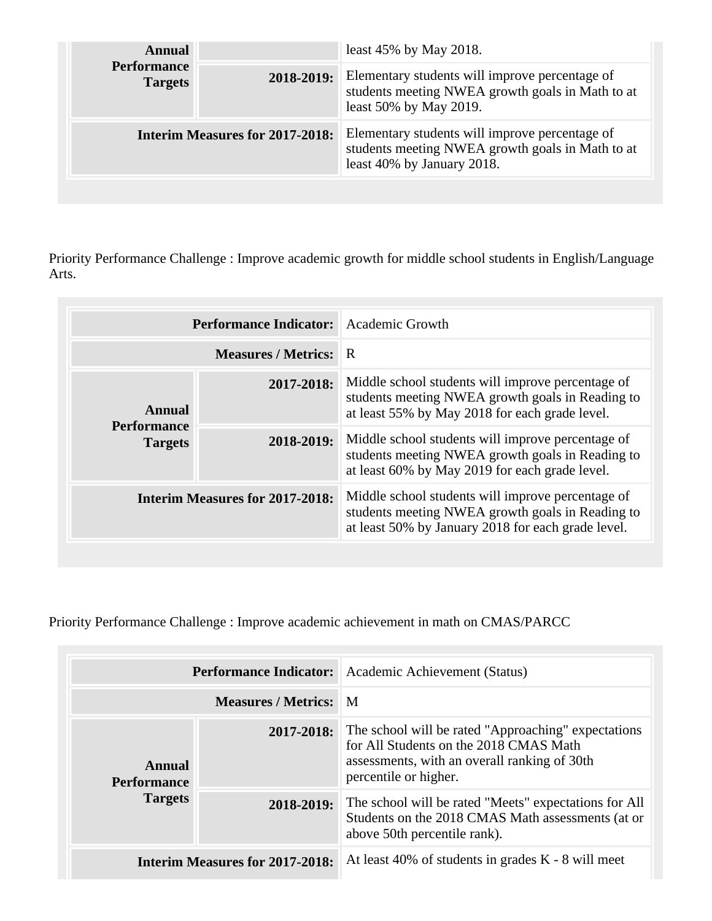| | | |
|---|---|---|
| **Annual Performance Targets** | | least 45% by May 2018. |
| | **2018-2019:** | Elementary students will improve percentage of students meeting NWEA growth goals in Math to at least 50% by May 2019. |
| **Interim Measures for 2017-2018:** | | Elementary students will improve percentage of students meeting NWEA growth goals in Math to at least 40% by January 2018. |

Priority Performance Challenge : Improve academic growth for middle school students in English/Language Arts.

| | | |
|---|---|---|
| **Performance Indicator:** | | Academic Growth |
| **Measures / Metrics:** | | R |
| **Annual Performance Targets** | **2017-2018:** | Middle school students will improve percentage of students meeting NWEA growth goals in Reading to at least 55% by May 2018 for each grade level. |
| | **2018-2019:** | Middle school students will improve percentage of students meeting NWEA growth goals in Reading to at least 60% by May 2019 for each grade level. |
| **Interim Measures for 2017-2018:** | | Middle school students will improve percentage of students meeting NWEA growth goals in Reading to at least 50% by January 2018 for each grade level. |

Priority Performance Challenge : Improve academic achievement in math on CMAS/PARCC

| | | |
|---|---|---|
| **Performance Indicator:** | | Academic Achievement (Status) |
| **Measures / Metrics:** | | M |
| **Annual Performance Targets** | **2017-2018:** | The school will be rated "Approaching" expectations for All Students on the 2018 CMAS Math assessments, with an overall ranking of 30th percentile or higher. |
| | **2018-2019:** | The school will be rated "Meets" expectations for All Students on the 2018 CMAS Math assessments (at or above 50th percentile rank). |
| **Interim Measures for 2017-2018:** | | At least 40% of students in grades K - 8 will meet |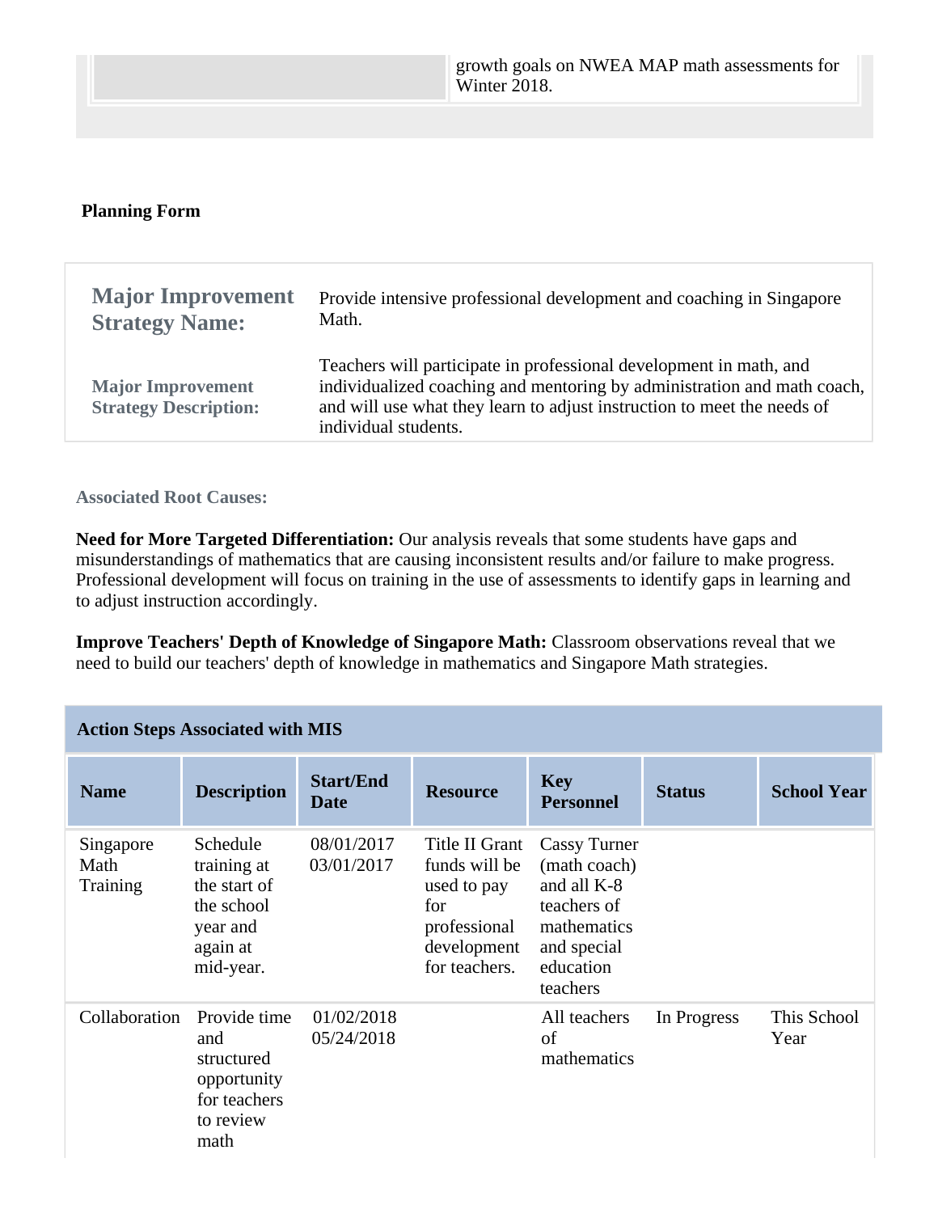| | growth goals on NWEA MAP math assessments for Winter 2018. |
|---|---|

**Planning Form**

| | |
|---|---|
| **Major Improvement Strategy Name:** | Provide intensive professional development and coaching in Singapore Math. |
| **Major Improvement Strategy Description:** | Teachers will participate in professional development in math, and individualized coaching and mentoring by administration and math coach, and will use what they learn to adjust instruction to meet the needs of individual students. |

**Associated Root Causes:**

**Need for More Targeted Differentiation:** Our analysis reveals that some students have gaps and misunderstandings of mathematics that are causing inconsistent results and/or failure to make progress. Professional development will focus on training in the use of assessments to identify gaps in learning and to adjust instruction accordingly.

**Improve Teachers' Depth of Knowledge of Singapore Math:** Classroom observations reveal that we need to build our teachers' depth of knowledge in mathematics and Singapore Math strategies.

**Action Steps Associated with MIS**

| Name | Description | Start/End Date | Resource | Key Personnel | Status | School Year |
|---|---|---|---|---|---|---|
| Singapore Math Training | Schedule training at the start of the school year and again at mid-year. | 08/01/2017 03/01/2017 | Title II Grant funds will be used to pay for professional development for teachers. | Cassy Turner (math coach) and all K-8 teachers of mathematics and special education teachers | | |
| Collaboration | Provide time and structured opportunity for teachers to review math | 01/02/2018 05/24/2018 | | All teachers of mathematics | In Progress | This School Year |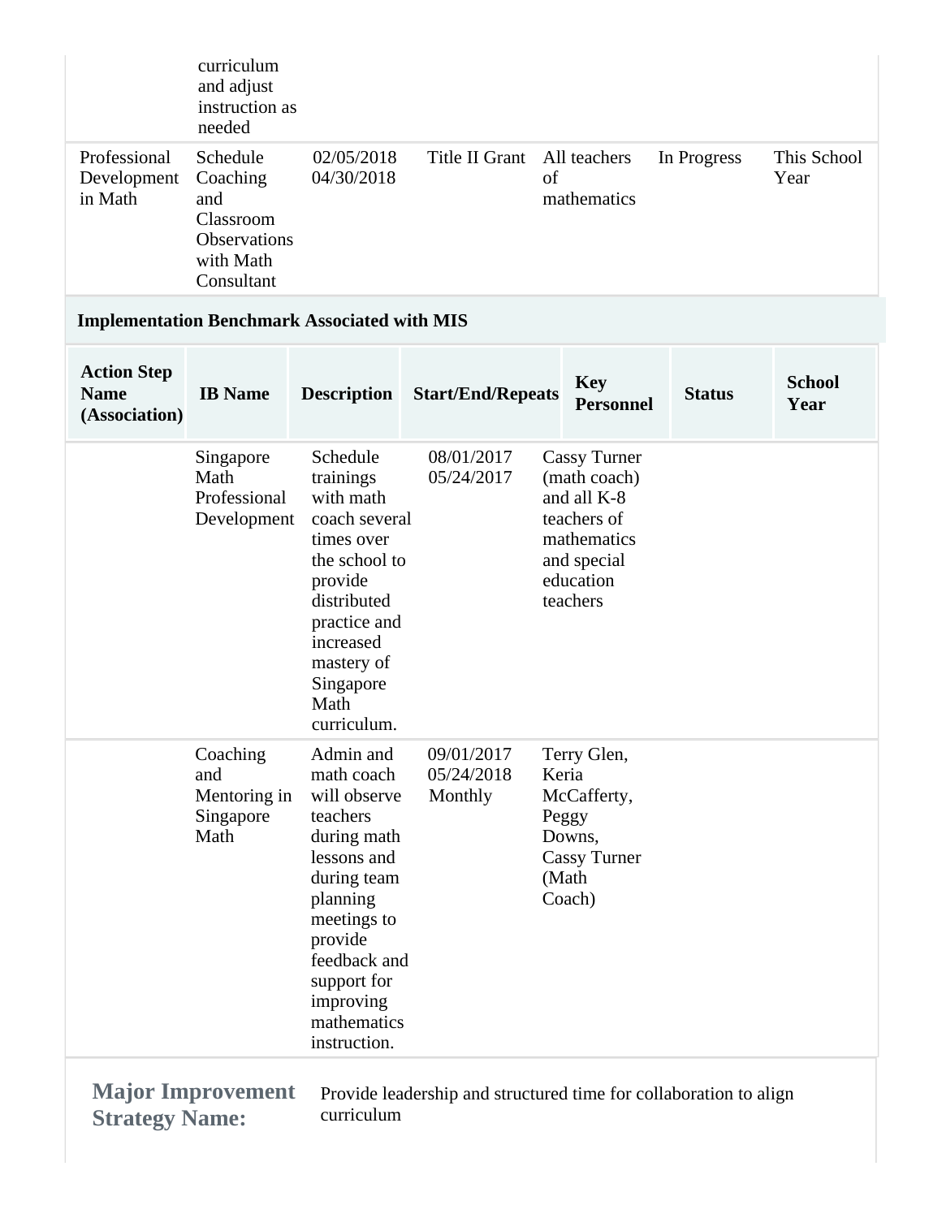| | | | | | | |
|---|---|---|---|---|---|---|
| | curriculum and adjust instruction as needed | | | | | |
| Professional Development in Math | Schedule Coaching and Classroom Observations with Math Consultant | 02/05/2018 04/30/2018 | Title II Grant | All teachers of mathematics | In Progress | This School Year |

**Implementation Benchmark Associated with MIS**

| Action Step Name (Association) | IB Name | Description | Start/End/Repeats | Key Personnel | Status | School Year |
|---|---|---|---|---|---|---|
| | Singapore Math Professional Development | Schedule trainings with math coach several times over the school to provide distributed practice and increased mastery of Singapore Math curriculum. | 08/01/2017 05/24/2017 | Cassy Turner (math coach) and all K-8 teachers of mathematics and special education teachers | | |
| | Coaching and Mentoring in Singapore Math | Admin and math coach will observe teachers during math lessons and during team planning meetings to provide feedback and support for improving mathematics instruction. | 09/01/2017 05/24/2018 Monthly | Terry Glen, Keria McCafferty, Peggy Downs, Cassy Turner (Math Coach) | | |

**Major Improvement Strategy Name:** Provide leadership and structured time for collaboration to align curriculum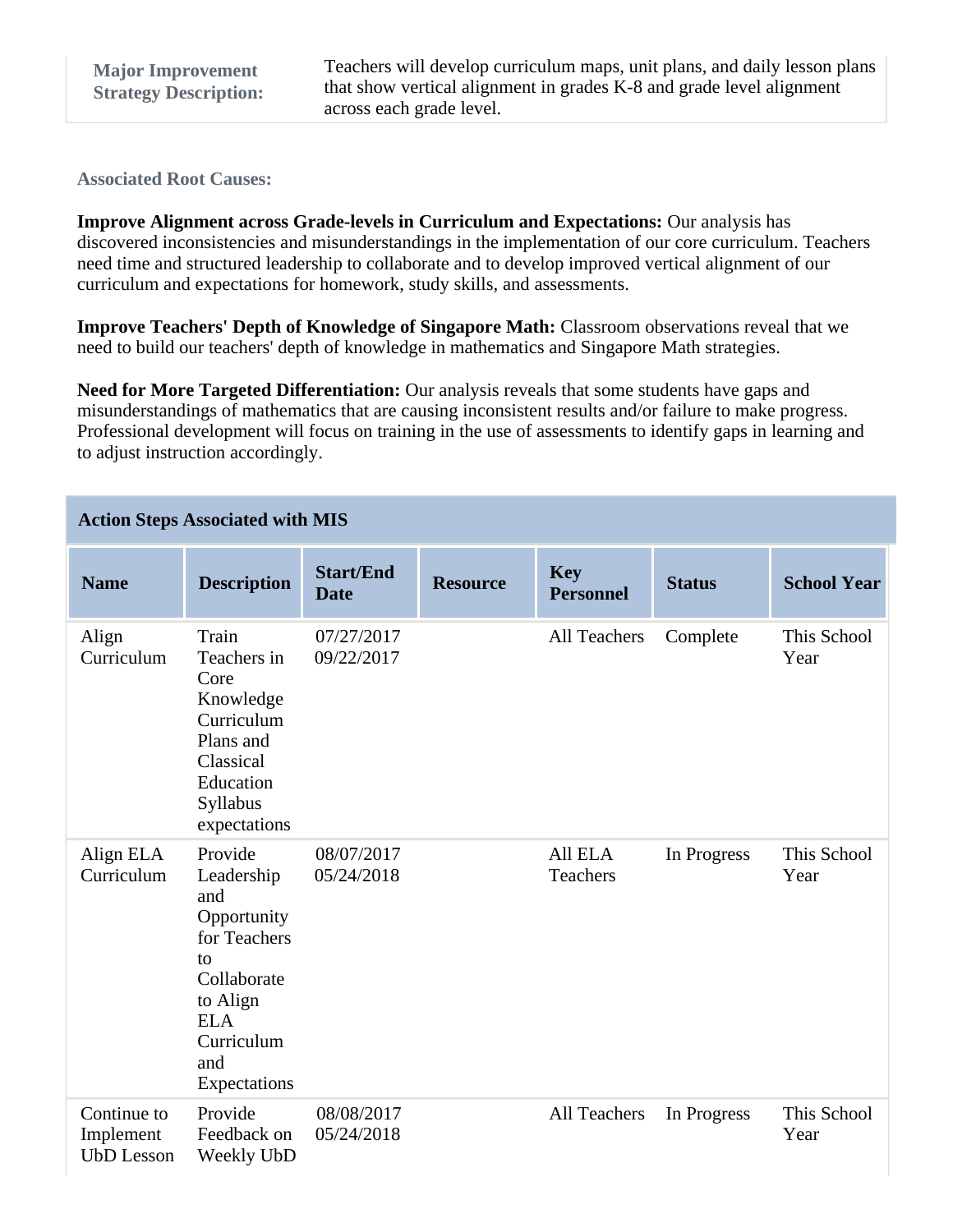| **Major Improvement Strategy Description:** | Teachers will develop curriculum maps, unit plans, and daily lesson plans that show vertical alignment in grades K-8 and grade level alignment across each grade level. |
|---|---|

**Associated Root Causes:**

**Improve Alignment across Grade-levels in Curriculum and Expectations:** Our analysis has discovered inconsistencies and misunderstandings in the implementation of our core curriculum. Teachers need time and structured leadership to collaborate and to develop improved vertical alignment of our curriculum and expectations for homework, study skills, and assessments.

**Improve Teachers' Depth of Knowledge of Singapore Math:** Classroom observations reveal that we need to build our teachers' depth of knowledge in mathematics and Singapore Math strategies.

**Need for More Targeted Differentiation:** Our analysis reveals that some students have gaps and misunderstandings of mathematics that are causing inconsistent results and/or failure to make progress. Professional development will focus on training in the use of assessments to identify gaps in learning and to adjust instruction accordingly.

**Action Steps Associated with MIS**

| Name | Description | Start/End Date | Resource | Key Personnel | Status | School Year |
|---|---|---|---|---|---|---|
| Align Curriculum | Train Teachers in Core Knowledge Curriculum Plans and Classical Education Syllabus expectations | 07/27/2017 09/22/2017 | | All Teachers | Complete | This School Year |
| Align ELA Curriculum | Provide Leadership and Opportunity for Teachers to Collaborate to Align ELA Curriculum and Expectations | 08/07/2017 05/24/2018 | | All ELA Teachers | In Progress | This School Year |
| Continue to Implement UbD Lesson | Provide Feedback on Weekly UbD | 08/08/2017 05/24/2018 | | All Teachers | In Progress | This School Year |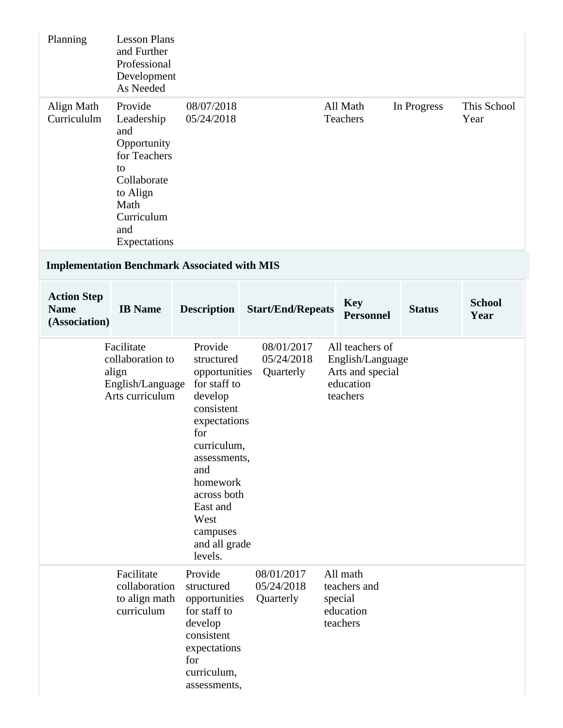| | | | | | | |
|---|---|---|---|---|---|---|
| Planning | Lesson Plans and Further Professional Development As Needed | | | | | |
| Align Math Curricululm | Provide Leadership and Opportunity for Teachers to Collaborate to Align Math Curriculum and Expectations | 08/07/2018 05/24/2018 | | All Math Teachers | In Progress | This School Year |

### Implementation Benchmark Associated with MIS

| Action Step Name (Association) | IB Name | Description | Start/End/Repeats | Key Personnel | Status | School Year |
|---|---|---|---|---|---|---|
| | Facilitate collaboration to align English/Language Arts curriculum | Provide structured opportunities for staff to develop consistent expectations for curriculum, assessments, and homework across both East and West campuses and all grade levels. | 08/01/2017 05/24/2018 Quarterly | All teachers of English/Language Arts and special education teachers | | |
| | Facilitate collaboration to align math curriculum | Provide structured opportunities for staff to develop consistent expectations for curriculum, assessments, | 08/01/2017 05/24/2018 Quarterly | All math teachers and special education teachers | | |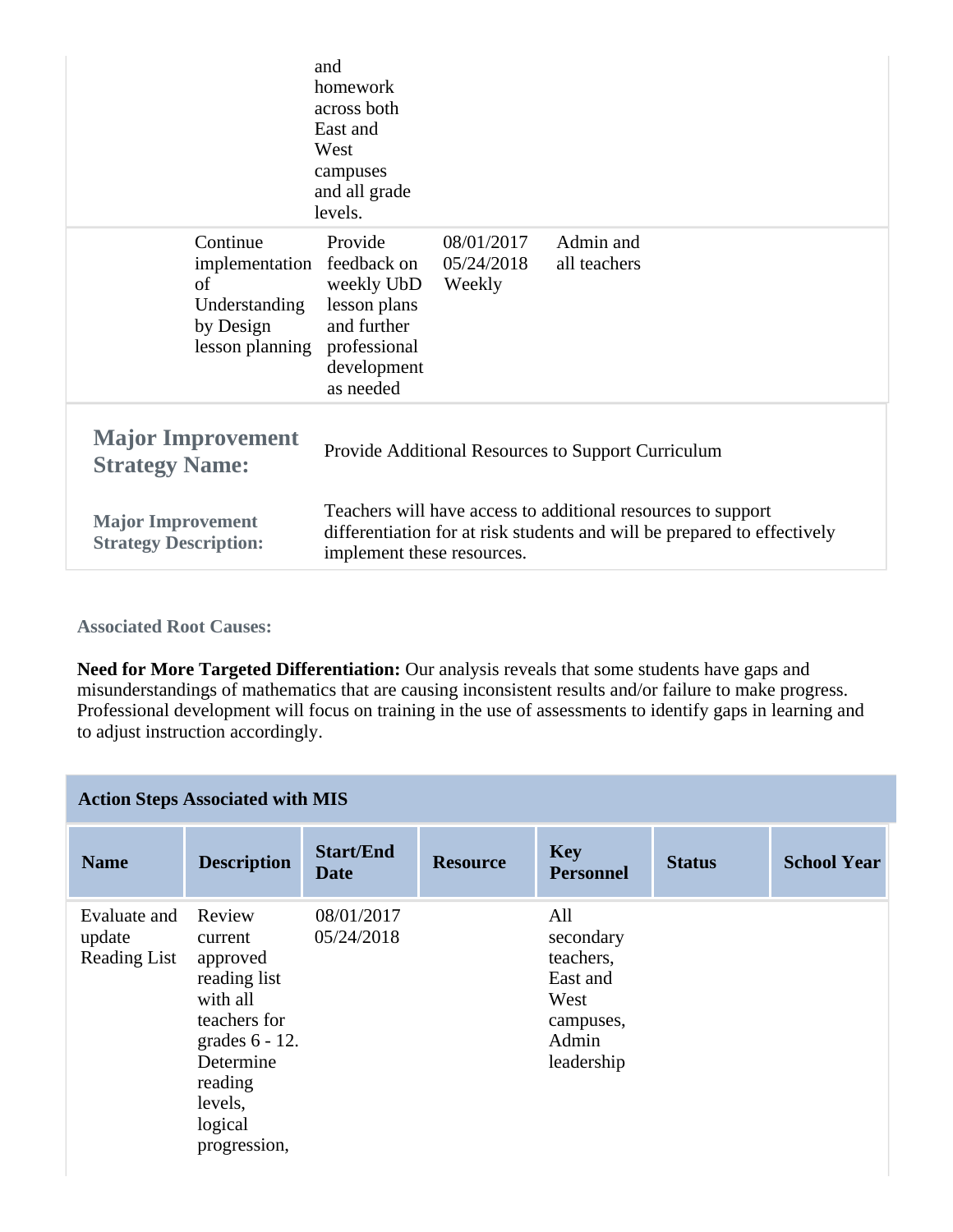| | | | | | | |
|---|---|---|---|---|---|---|
| | | and homework across both East and West campuses and all grade levels. | | | | |
| | Continue implementation of Understanding by Design lesson planning | Provide feedback on weekly UbD lesson plans and further professional development as needed | 08/01/2017 05/24/2018 Weekly | Admin and all teachers | | |

| | |
|---|---|
| **Major Improvement Strategy Name:** | Provide Additional Resources to Support Curriculum |
| **Major Improvement Strategy Description:** | Teachers will have access to additional resources to support differentiation for at risk students and will be prepared to effectively implement these resources. |

**Associated Root Causes:**

**Need for More Targeted Differentiation:** Our analysis reveals that some students have gaps and misunderstandings of mathematics that are causing inconsistent results and/or failure to make progress. Professional development will focus on training in the use of assessments to identify gaps in learning and to adjust instruction accordingly.

**Action Steps Associated with MIS**

| Name | Description | Start/End Date | Resource | Key Personnel | Status | School Year |
|---|---|---|---|---|---|---|
| Evaluate and update Reading List | Review current approved reading list with all teachers for grades 6 - 12. Determine reading levels, logical progression, | 08/01/2017 05/24/2018 | | All secondary teachers, East and West campuses, Admin leadership | | |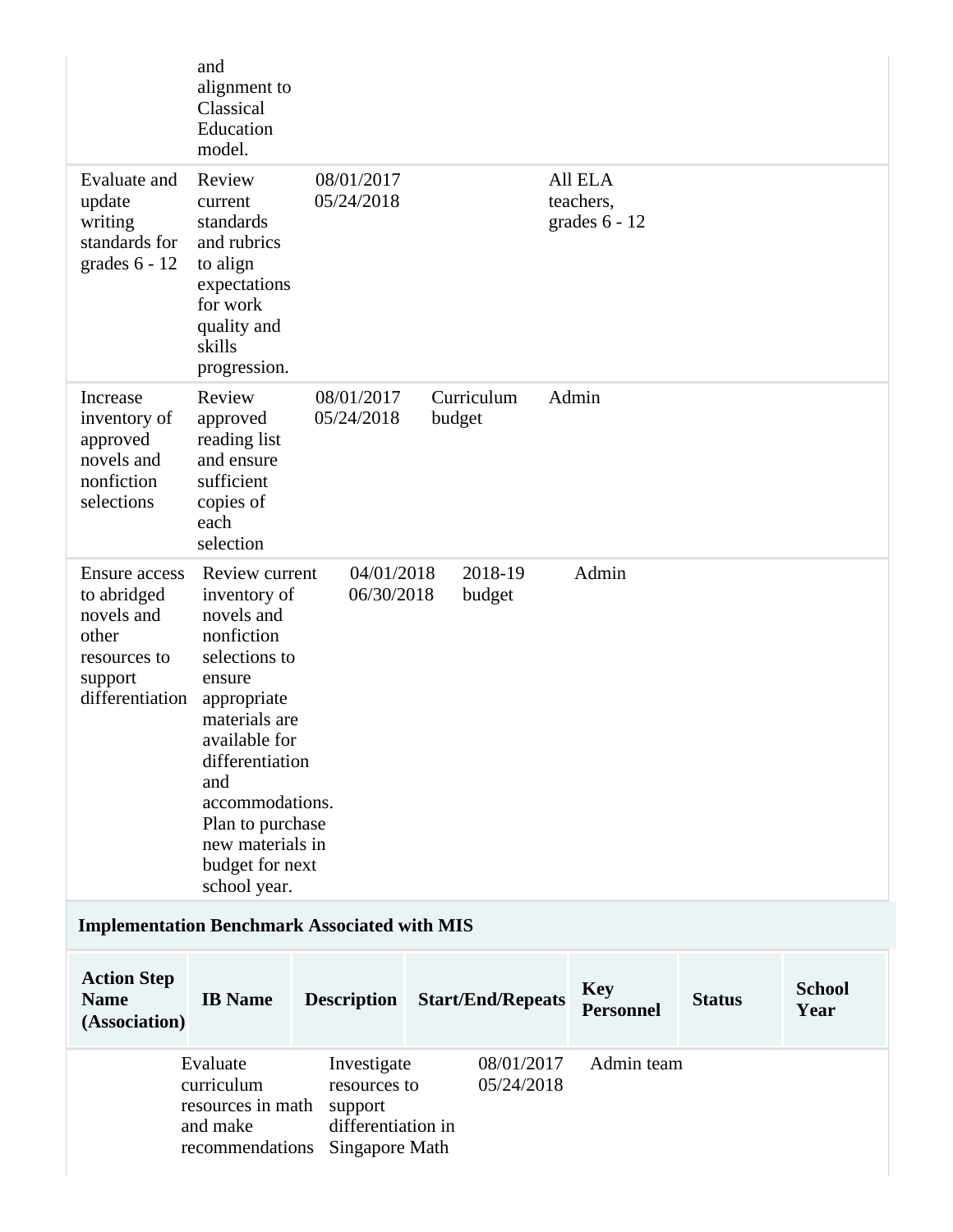| | | | | |
|---|---|---|---|---|
| | and alignment to Classical Education model. | | | |
| Evaluate and update writing standards for grades 6 - 12 | Review current standards and rubrics to align expectations for work quality and skills progression. | 08/01/2017 05/24/2018 | | All ELA teachers, grades 6 - 12 |
| Increase inventory of approved novels and nonfiction selections | Review approved reading list and ensure sufficient copies of each selection | 08/01/2017 05/24/2018 | Curriculum budget | Admin |
| Ensure access to abridged novels and other resources to support differentiation | Review current inventory of novels and nonfiction selections to ensure appropriate materials are available for differentiation and accommodations. Plan to purchase new materials in budget for next school year. | 04/01/2018 06/30/2018 | 2018-19 budget | Admin |

### Implementation Benchmark Associated with MIS

| Action Step Name (Association) | IB Name | Description | Start/End/Repeats | Key Personnel | Status | School Year |
|---|---|---|---|---|---|---|
| | Evaluate curriculum resources in math and make recommendations | Investigate resources to support differentiation in Singapore Math | 08/01/2017 05/24/2018 | Admin team | | |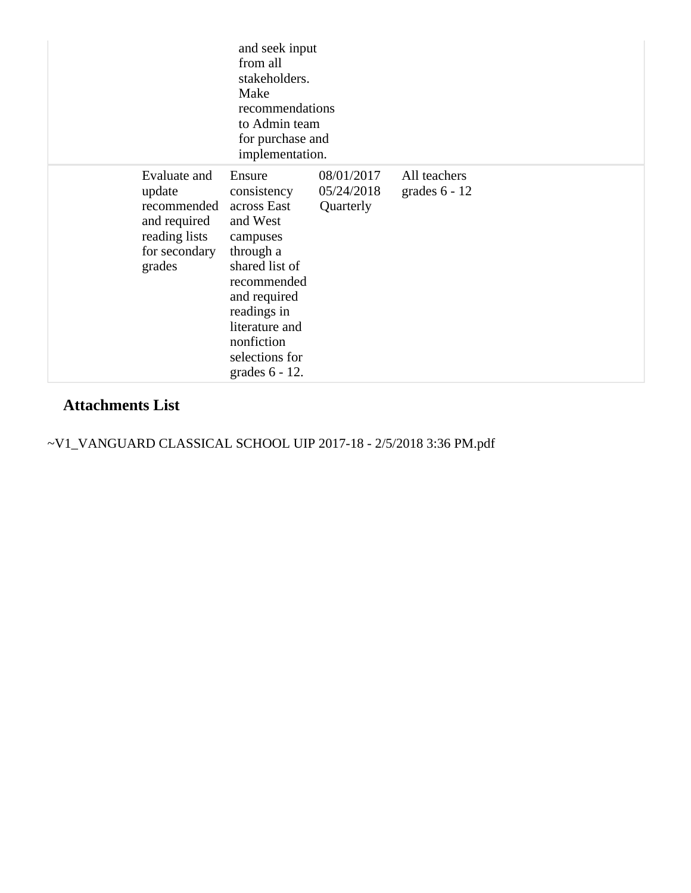| | | | | |
|---|---|---|---|---|
| | | and seek input from all stakeholders. Make recommendations to Admin team for purchase and implementation. | | |
| | Evaluate and update recommended and required reading lists for secondary grades | Ensure consistency across East and West campuses through a shared list of recommended and required readings in literature and nonfiction selections for grades 6 - 12. | 08/01/2017 05/24/2018 Quarterly | All teachers grades 6 - 12 |

## Attachments List

~V1_VANGUARD CLASSICAL SCHOOL UIP 2017-18 - 2/5/2018 3:36 PM.pdf